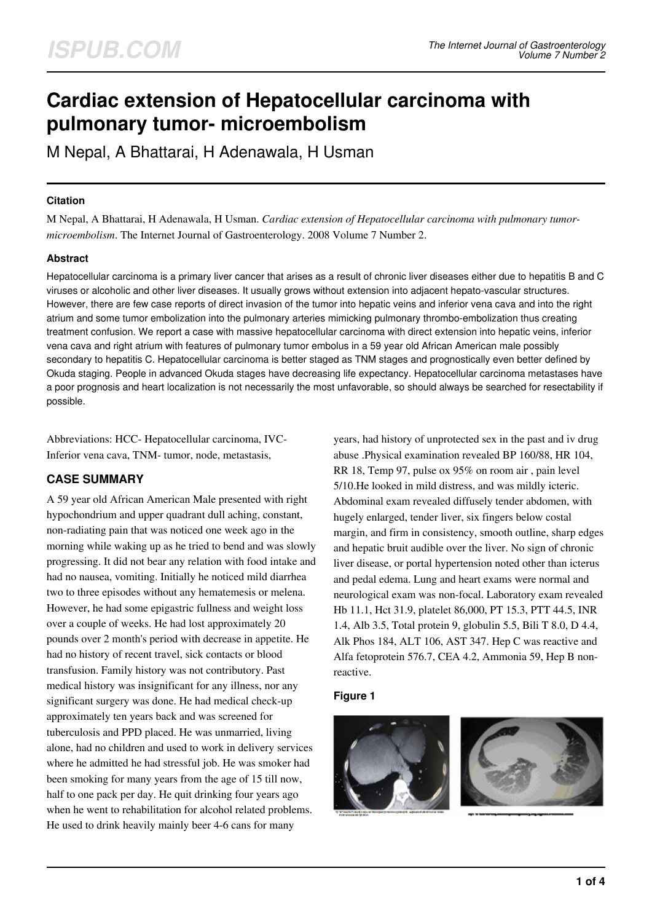# Cardiac extension of Hepatocellular carcinoma with pulmonary tumor- microembolism

M Nepal, A Bhattarai, H Adenawala, H Usman

### Citation

M Nepal, A Bhattarai, H Adenawala, H Usman. *Cardiac extension of Hepatocellular carcinoma with pulmonary tumor-microembolism*. The Internet Journal of Gastroenterology. 2008 Volume 7 Number 2.

### Abstract

Hepatocellular carcinoma is a primary liver cancer that arises as a result of chronic liver diseases either due to hepatitis B and C viruses or alcoholic and other liver diseases. It usually grows without extension into adjacent hepato-vascular structures. However, there are few case reports of direct invasion of the tumor into hepatic veins and inferior vena cava and into the right atrium and some tumor embolization into the pulmonary arteries mimicking pulmonary thrombo-embolization thus creating treatment confusion. We report a case with massive hepatocellular carcinoma with direct extension into hepatic veins, inferior vena cava and right atrium with features of pulmonary tumor embolus in a 59 year old African American male possibly secondary to hepatitis C. Hepatocellular carcinoma is better staged as TNM stages and prognostically even better defined by Okuda staging. People in advanced Okuda stages have decreasing life expectancy. Hepatocellular carcinoma metastases have a poor prognosis and heart localization is not necessarily the most unfavorable, so should always be searched for resectability if possible.

Abbreviations: HCC- Hepatocellular carcinoma, IVC- Inferior vena cava, TNM- tumor, node, metastasis,

## CASE SUMMARY

A 59 year old African American Male presented with right hypochondrium and upper quadrant dull aching, constant, non-radiating pain that was noticed one week ago in the morning while waking up as he tried to bend and was slowly progressing. It did not bear any relation with food intake and had no nausea, vomiting. Initially he noticed mild diarrhea two to three episodes without any hematemesis or melena. However, he had some epigastric fullness and weight loss over a couple of weeks. He had lost approximately 20 pounds over 2 month's period with decrease in appetite. He had no history of recent travel, sick contacts or blood transfusion. Family history was not contributory. Past medical history was insignificant for any illness, nor any significant surgery was done. He had medical check-up approximately ten years back and was screened for tuberculosis and PPD placed. He was unmarried, living alone, had no children and used to work in delivery services where he admitted he had stressful job. He was smoker had been smoking for many years from the age of 15 till now, half to one pack per day. He quit drinking four years ago when he went to rehabilitation for alcohol related problems. He used to drink heavily mainly beer 4-6 cans for many years, had history of unprotected sex in the past and iv drug abuse .Physical examination revealed BP 160/88, HR 104, RR 18, Temp 97, pulse ox 95% on room air , pain level 5/10.He looked in mild distress, and was mildly icteric. Abdominal exam revealed diffusely tender abdomen, with hugely enlarged, tender liver, six fingers below costal margin, and firm in consistency, smooth outline, sharp edges and hepatic bruit audible over the liver. No sign of chronic liver disease, or portal hypertension noted other than icterus and pedal edema. Lung and heart exams were normal and neurological exam was non-focal. Laboratory exam revealed Hb 11.1, Hct 31.9, platelet 86,000, PT 15.3, PTT 44.5, INR 1.4, Alb 3.5, Total protein 9, globulin 5.5, Bili T 8.0, D 4.4, Alk Phos 184, ALT 106, AST 347. Hep C was reactive and Alfa fetoprotein 576.7, CEA 4.2, Ammonia 59, Hep B non-reactive.

### Figure 1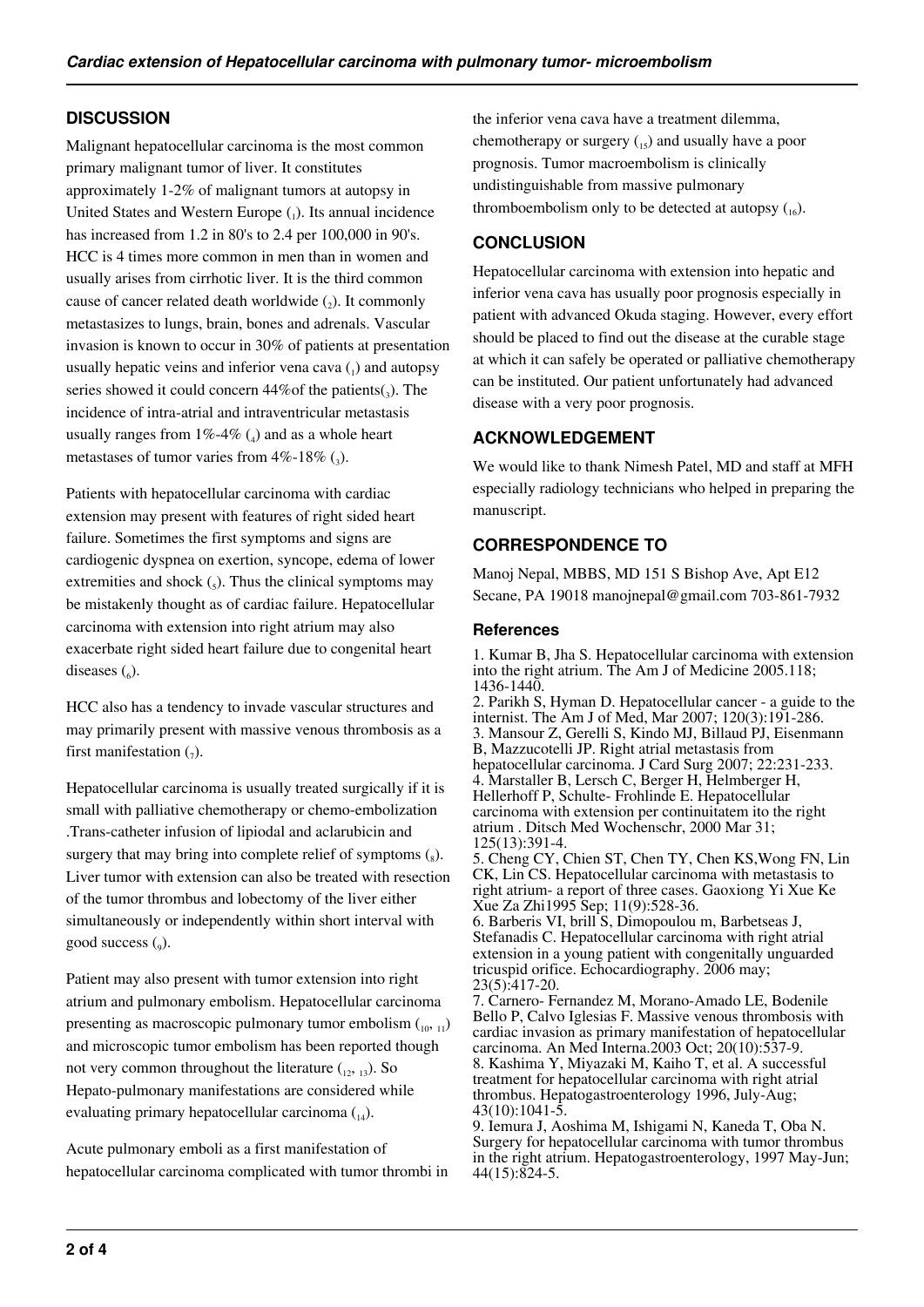## DISCUSSION

Malignant hepatocellular carcinoma is the most common primary malignant tumor of liver. It constitutes approximately 1-2% of malignant tumors at autopsy in United States and Western Europe (1). Its annual incidence has increased from 1.2 in 80's to 2.4 per 100,000 in 90's. HCC is 4 times more common in men than in women and usually arises from cirrhotic liver. It is the third common cause of cancer related death worldwide (2). It commonly metastasizes to lungs, brain, bones and adrenals. Vascular invasion is known to occur in 30% of patients at presentation usually hepatic veins and inferior vena cava (1) and autopsy series showed it could concern 44%of the patients(3). The incidence of intra-atrial and intraventricular metastasis usually ranges from 1%-4% (4) and as a whole heart metastases of tumor varies from 4%-18% (3).

Patients with hepatocellular carcinoma with cardiac extension may present with features of right sided heart failure. Sometimes the first symptoms and signs are cardiogenic dyspnea on exertion, syncope, edema of lower extremities and shock (5). Thus the clinical symptoms may be mistakenly thought as of cardiac failure. Hepatocellular carcinoma with extension into right atrium may also exacerbate right sided heart failure due to congenital heart diseases (6).

HCC also has a tendency to invade vascular structures and may primarily present with massive venous thrombosis as a first manifestation (7).

Hepatocellular carcinoma is usually treated surgically if it is small with palliative chemotherapy or chemo-embolization .Trans-catheter infusion of lipiodal and aclarubicin and surgery that may bring into complete relief of symptoms (8). Liver tumor with extension can also be treated with resection of the tumor thrombus and lobectomy of the liver either simultaneously or independently within short interval with good success (9).

Patient may also present with tumor extension into right atrium and pulmonary embolism. Hepatocellular carcinoma presenting as macroscopic pulmonary tumor embolism (10, 11) and microscopic tumor embolism has been reported though not very common throughout the literature (12, 13). So Hepato-pulmonary manifestations are considered while evaluating primary hepatocellular carcinoma (14).

Acute pulmonary emboli as a first manifestation of hepatocellular carcinoma complicated with tumor thrombi in the inferior vena cava have a treatment dilemma, chemotherapy or surgery (15) and usually have a poor prognosis. Tumor macroembolism is clinically undistinguishable from massive pulmonary thromboembolism only to be detected at autopsy (16).

## CONCLUSION

Hepatocellular carcinoma with extension into hepatic and inferior vena cava has usually poor prognosis especially in patient with advanced Okuda staging. However, every effort should be placed to find out the disease at the curable stage at which it can safely be operated or palliative chemotherapy can be instituted. Our patient unfortunately had advanced disease with a very poor prognosis.

## ACKNOWLEDGEMENT

We would like to thank Nimesh Patel, MD and staff at MFH especially radiology technicians who helped in preparing the manuscript.

## CORRESPONDENCE TO

Manoj Nepal, MBBS, MD 151 S Bishop Ave, Apt E12 Secane, PA 19018 manojnepal@gmail.com 703-861-7932

### References

1. Kumar B, Jha S. Hepatocellular carcinoma with extension into the right atrium. The Am J of Medicine 2005.118; 1436-1440.
2. Parikh S, Hyman D. Hepatocellular cancer - a guide to the internist. The Am J of Med, Mar 2007; 120(3):191-286.
3. Mansour Z, Gerelli S, Kindo MJ, Billaud PJ, Eisenmann B, Mazzucotelli JP. Right atrial metastasis from hepatocellular carcinoma. J Card Surg 2007; 22:231-233.
4. Marstaller B, Lersch C, Berger H, Helmberger H, Hellerhoff P, Schulte- Frohlinde E. Hepatocellular carcinoma with extension per continuitatem ito the right atrium . Ditsch Med Wochenschr, 2000 Mar 31; 125(13):391-4.
5. Cheng CY, Chien ST, Chen TY, Chen KS,Wong FN, Lin CK, Lin CS. Hepatocellular carcinoma with metastasis to right atrium- a report of three cases. Gaoxiong Yi Xue Ke Xue Za Zhi1995 Sep; 11(9):528-36.
6. Barberis VI, brill S, Dimopoulou m, Barbetseas J, Stefanadis C. Hepatocellular carcinoma with right atrial extension in a young patient with congenitally unguarded tricuspid orifice. Echocardiography. 2006 may; 23(5):417-20.
7. Carnero- Fernandez M, Morano-Amado LE, Bodenile Bello P, Calvo Iglesias F. Massive venous thrombosis with cardiac invasion as primary manifestation of hepatocellular carcinoma. An Med Interna.2003 Oct; 20(10):537-9.
8. Kashima Y, Miyazaki M, Kaiho T, et al. A successful treatment for hepatocellular carcinoma with right atrial thrombus. Hepatogastroenterology 1996, July-Aug; 43(10):1041-5.
9. Iemura J, Aoshima M, Ishigami N, Kaneda T, Oba N. Surgery for hepatocellular carcinoma with tumor thrombus in the right atrium. Hepatogastroenterology, 1997 May-Jun; 44(15):824-5.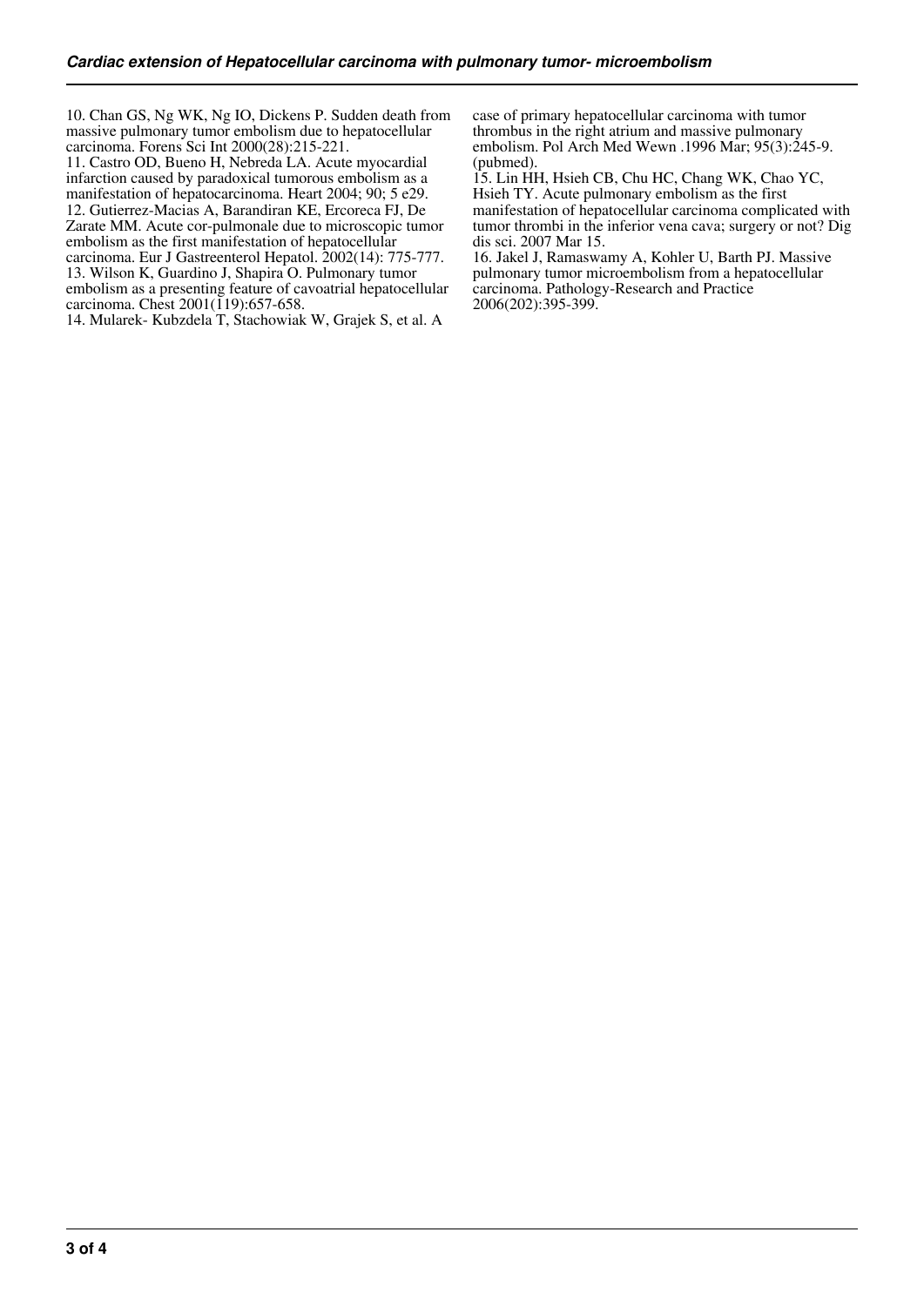10. Chan GS, Ng WK, Ng IO, Dickens P. Sudden death from massive pulmonary tumor embolism due to hepatocellular carcinoma. Forens Sci Int 2000(28):215-221.

11. Castro OD, Bueno H, Nebreda LA. Acute myocardial infarction caused by paradoxical tumorous embolism as a manifestation of hepatocarcinoma. Heart 2004; 90; 5 e29.

12. Gutierrez-Macias A, Barandiran KE, Ercoreca FJ, De Zarate MM. Acute cor-pulmonale due to microscopic tumor embolism as the first manifestation of hepatocellular carcinoma. Eur J Gastreenterol Hepatol. 2002(14): 775-777.

13. Wilson K, Guardino J, Shapira O. Pulmonary tumor embolism as a presenting feature of cavoatrial hepatocellular carcinoma. Chest 2001(119):657-658.

14. Mularek- Kubzdela T, Stachowiak W, Grajek S, et al. A case of primary hepatocellular carcinoma with tumor thrombus in the right atrium and massive pulmonary embolism. Pol Arch Med Wewn .1996 Mar; 95(3):245-9. (pubmed).

15. Lin HH, Hsieh CB, Chu HC, Chang WK, Chao YC, Hsieh TY. Acute pulmonary embolism as the first manifestation of hepatocellular carcinoma complicated with tumor thrombi in the inferior vena cava; surgery or not? Dig dis sci. 2007 Mar 15.

16. Jakel J, Ramaswamy A, Kohler U, Barth PJ. Massive pulmonary tumor microembolism from a hepatocellular carcinoma. Pathology-Research and Practice 2006(202):395-399.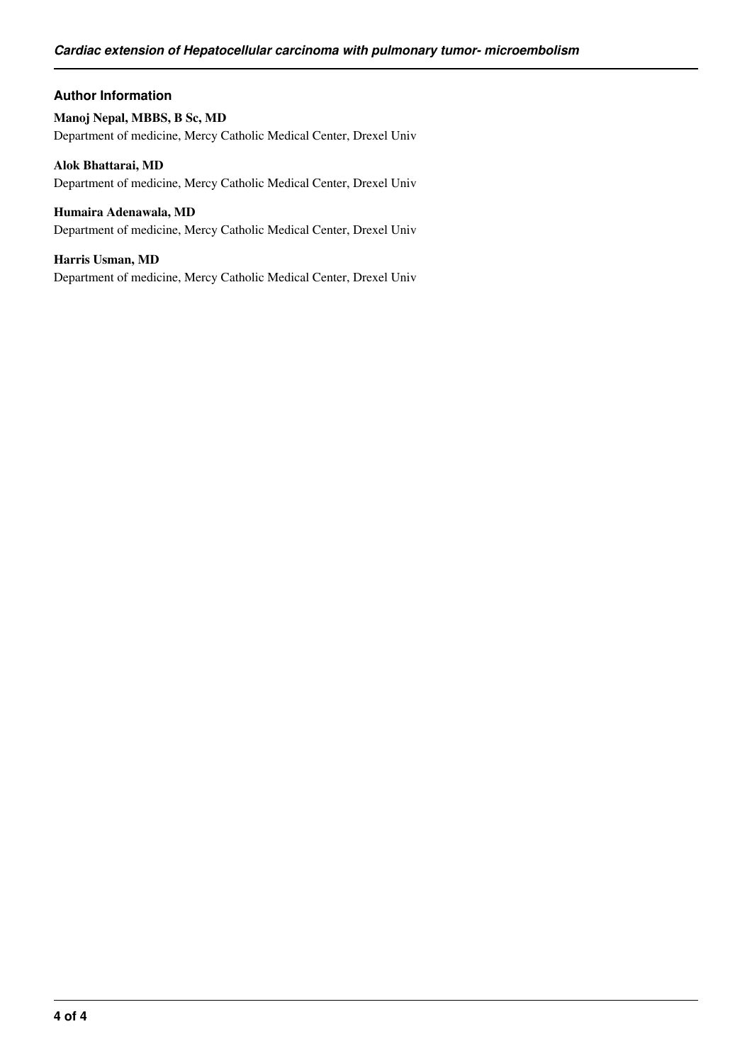### Author Information

**Manoj Nepal, MBBS, B Sc, MD**
Department of medicine, Mercy Catholic Medical Center, Drexel Univ

**Alok Bhattarai, MD**
Department of medicine, Mercy Catholic Medical Center, Drexel Univ

**Humaira Adenawala, MD**
Department of medicine, Mercy Catholic Medical Center, Drexel Univ

**Harris Usman, MD**
Department of medicine, Mercy Catholic Medical Center, Drexel Univ